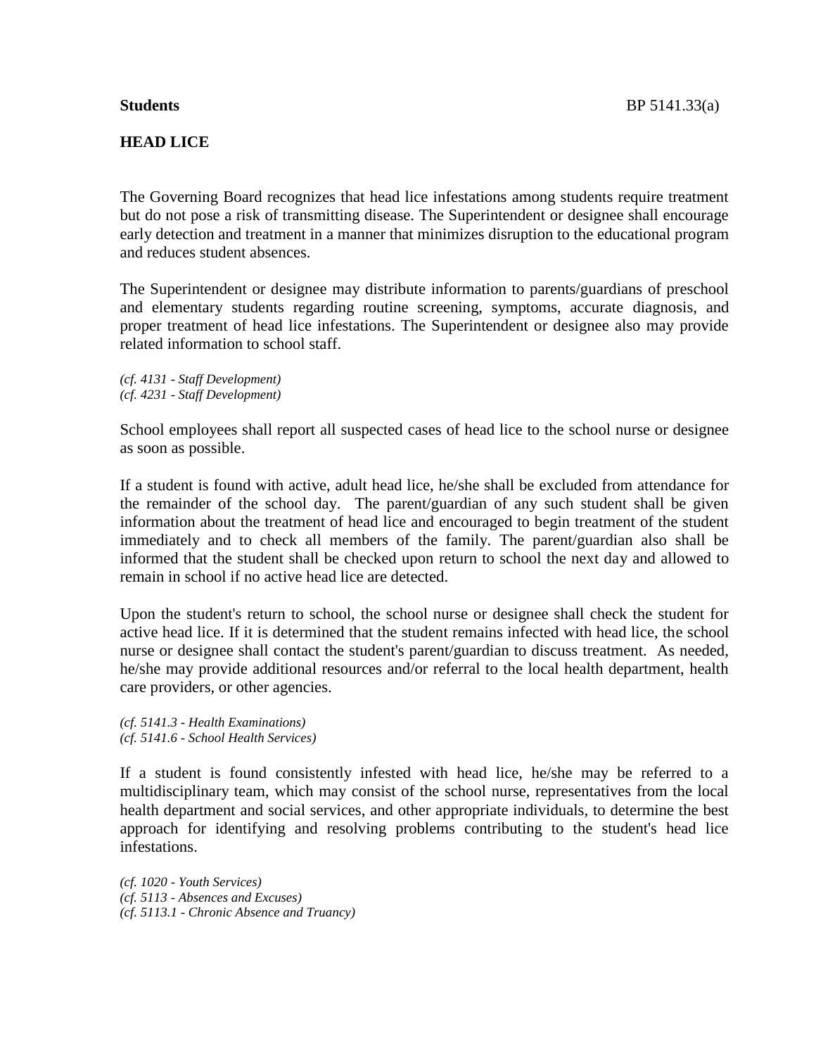**Students** BP 5141.33(a)

**HEAD LICE**

The Governing Board recognizes that head lice infestations among students require treatment but do not pose a risk of transmitting disease. The Superintendent or designee shall encourage early detection and treatment in a manner that minimizes disruption to the educational program and reduces student absences.

The Superintendent or designee may distribute information to parents/guardians of preschool and elementary students regarding routine screening, symptoms, accurate diagnosis, and proper treatment of head lice infestations. The Superintendent or designee also may provide related information to school staff.

*(cf. 4131 - Staff Development)*
*(cf. 4231 - Staff Development)*

School employees shall report all suspected cases of head lice to the school nurse or designee as soon as possible.

If a student is found with active, adult head lice, he/she shall be excluded from attendance for the remainder of the school day. The parent/guardian of any such student shall be given information about the treatment of head lice and encouraged to begin treatment of the student immediately and to check all members of the family. The parent/guardian also shall be informed that the student shall be checked upon return to school the next day and allowed to remain in school if no active head lice are detected.

Upon the student's return to school, the school nurse or designee shall check the student for active head lice. If it is determined that the student remains infected with head lice, the school nurse or designee shall contact the student's parent/guardian to discuss treatment. As needed, he/she may provide additional resources and/or referral to the local health department, health care providers, or other agencies.

*(cf. 5141.3 - Health Examinations)*
*(cf. 5141.6 - School Health Services)*

If a student is found consistently infested with head lice, he/she may be referred to a multidisciplinary team, which may consist of the school nurse, representatives from the local health department and social services, and other appropriate individuals, to determine the best approach for identifying and resolving problems contributing to the student's head lice infestations.

*(cf. 1020 - Youth Services)*
*(cf. 5113 - Absences and Excuses)*
*(cf. 5113.1 - Chronic Absence and Truancy)*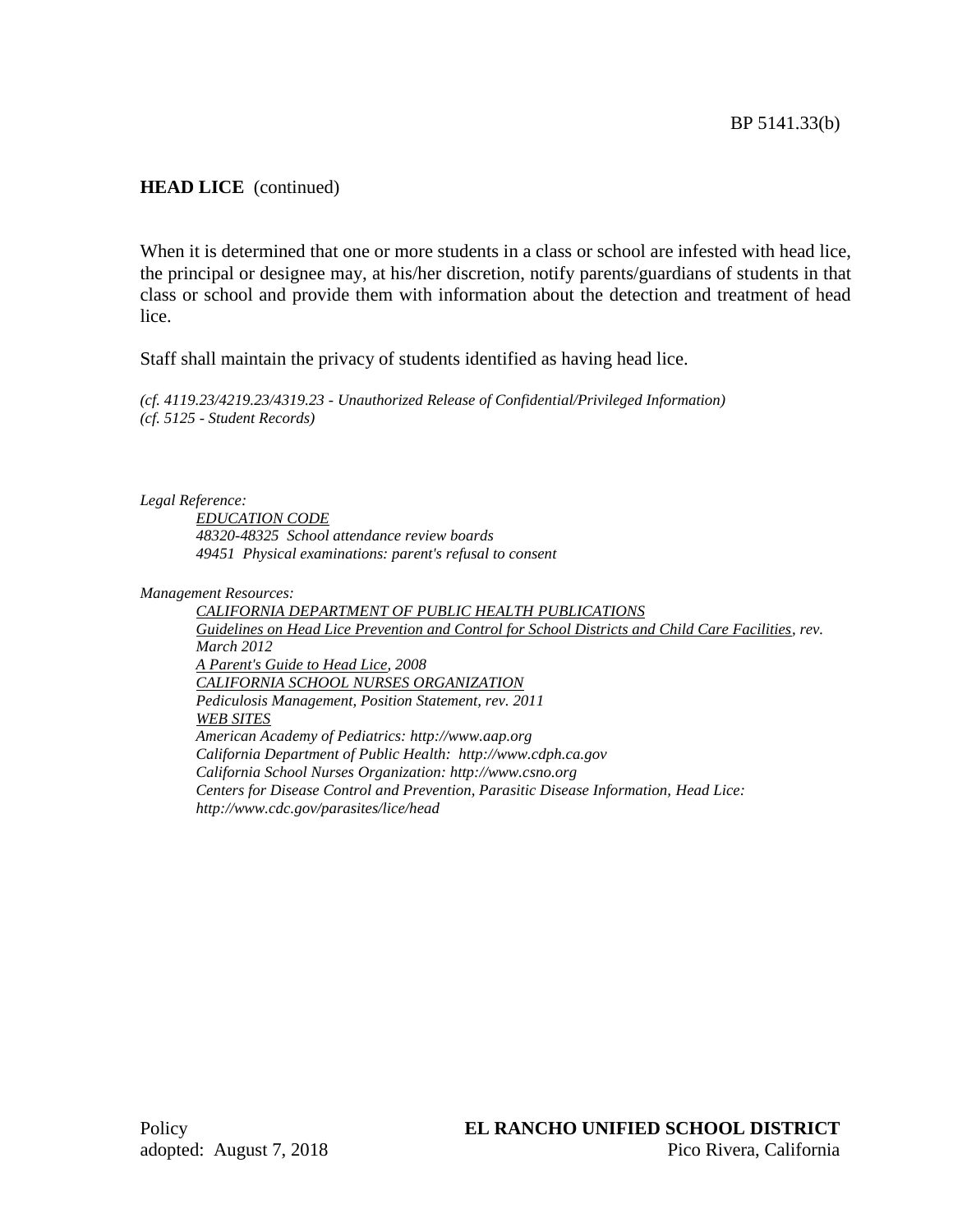**HEAD LICE** (continued)

When it is determined that one or more students in a class or school are infested with head lice, the principal or designee may, at his/her discretion, notify parents/guardians of students in that class or school and provide them with information about the detection and treatment of head lice.

Staff shall maintain the privacy of students identified as having head lice.

*(cf. 4119.23/4219.23/4319.23 - Unauthorized Release of Confidential/Privileged Information)*
*(cf. 5125 - Student Records)*

*Legal Reference:*

*EDUCATION CODE*
*48320-48325 School attendance review boards*
*49451 Physical examinations: parent's refusal to consent*

*Management Resources:*

*CALIFORNIA DEPARTMENT OF PUBLIC HEALTH PUBLICATIONS*
*Guidelines on Head Lice Prevention and Control for School Districts and Child Care Facilities, rev. March 2012*
*A Parent's Guide to Head Lice, 2008*
*CALIFORNIA SCHOOL NURSES ORGANIZATION*
*Pediculosis Management, Position Statement, rev. 2011*
*WEB SITES*
*American Academy of Pediatrics: http://www.aap.org*
*California Department of Public Health: http://www.cdph.ca.gov*
*California School Nurses Organization: http://www.csno.org*
*Centers for Disease Control and Prevention, Parasitic Disease Information, Head Lice: http://www.cdc.gov/parasites/lice/head*

Policy
adopted: August 7, 2018

**EL RANCHO UNIFIED SCHOOL DISTRICT**
Pico Rivera, California